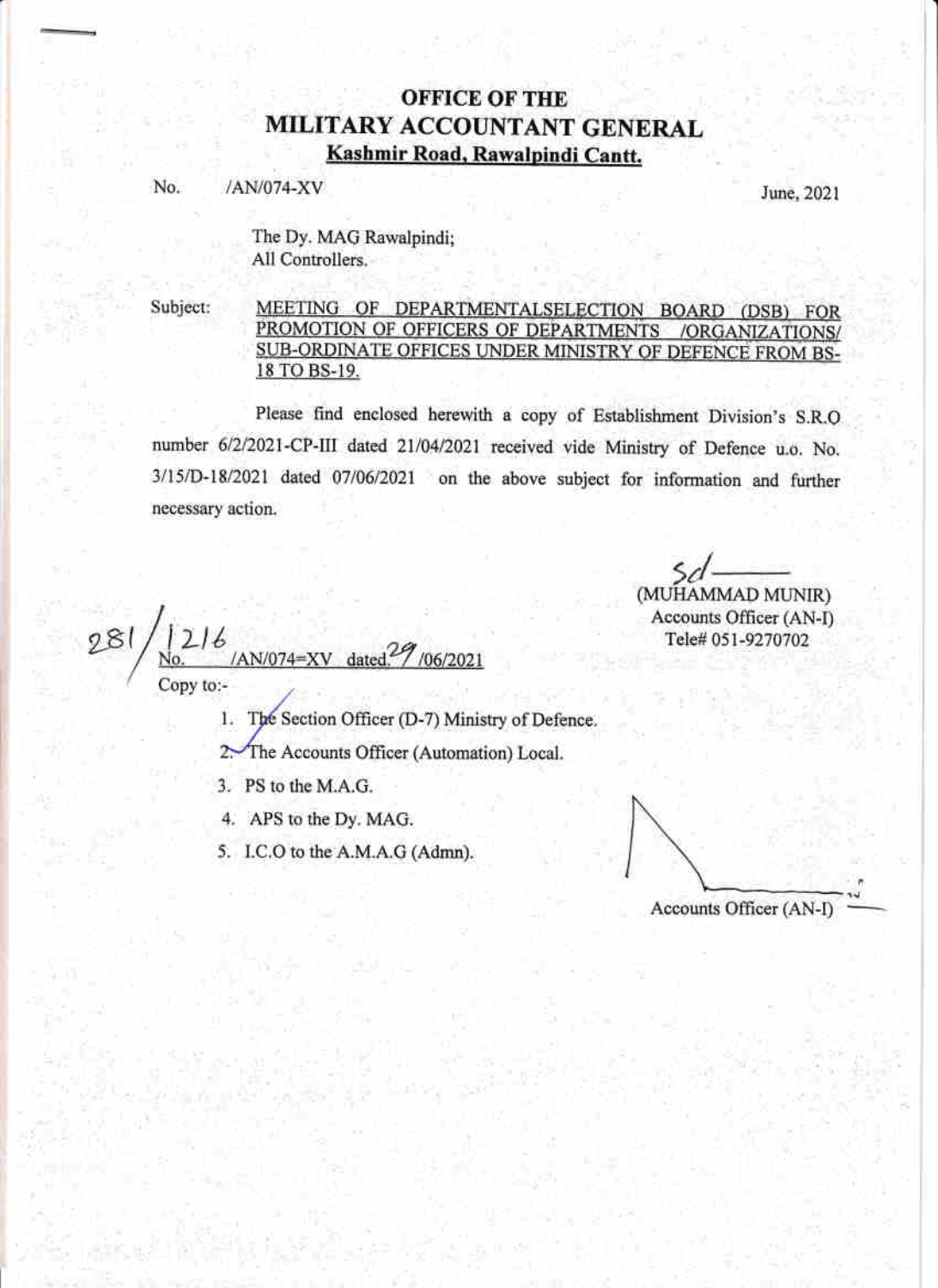# OFFICE OF THE
# MILITARY ACCOUNTANT GENERAL
**Kashmir Road, Rawalpindi Cantt.**

No. /AN/074-XV June, 2021

The Dy. MAG Rawalpindi;
All Controllers.

Subject: MEETING OF DEPARTMENTALSELECTION BOARD (DSB) FOR PROMOTION OF OFFICERS OF DEPARTMENTS /ORGANIZATIONS/ SUB-ORDINATE OFFICES UNDER MINISTRY OF DEFENCE FROM BS-18 TO BS-19.

Please find enclosed herewith a copy of Establishment Division's S.R.O number 6/2/2021-CP-III dated 21/04/2021 received vide Ministry of Defence u.o. No. 3/15/D-18/2021 dated 07/06/2021 on the above subject for information and further necessary action.

Sd/-
(MUHAMMAD MUNIR)
Accounts Officer (AN-I)
Tele# 051-9270702

281/1216
No. /AN/074-XV dated 29/06/2021

Copy to:-

1. The Section Officer (D-7) Ministry of Defence.
2. The Accounts Officer (Automation) Local.
3. PS to the M.A.G.
4. APS to the Dy. MAG.
5. I.C.O to the A.M.A.G (Admn).

Accounts Officer (AN-I)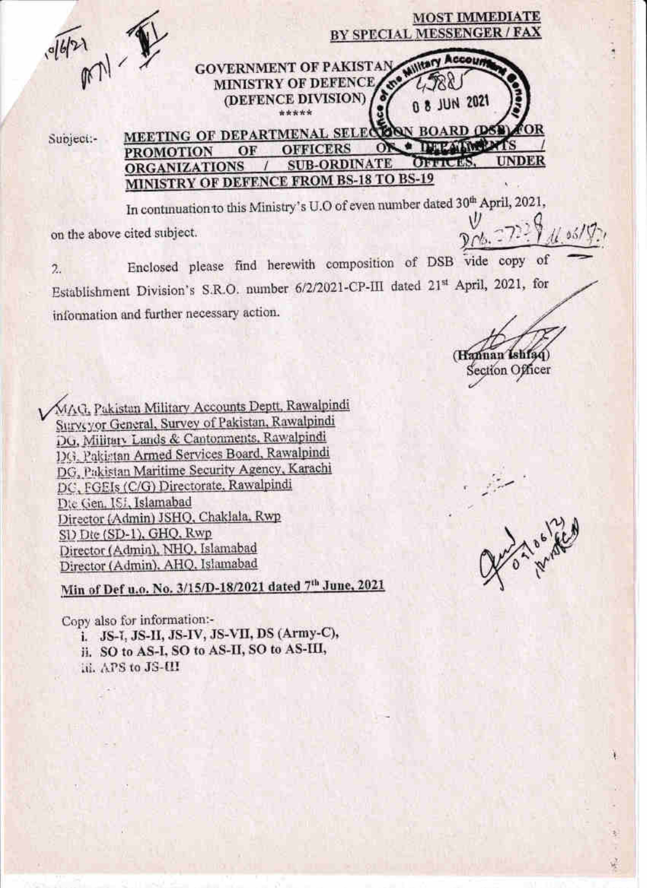**MOST IMMEDIATE**
**BY SPECIAL MESSENGER / FAX**

**GOVERNMENT OF PAKISTAN**
**MINISTRY OF DEFENCE**
**(DEFENCE DIVISION)**

\*\*\*\*\*

Subject:- **MEETING OF DEPARTMENAL SELECTION BOARD (DSB) FOR PROMOTION OF OFFICERS OF DEPARTMENTS / ORGANIZATIONS / SUB-ORDINATE OFFICES, UNDER MINISTRY OF DEFENCE FROM BS-18 TO BS-19**

In continuation to this Ministry's U.O of even number dated 30th April, 2021, on the above cited subject.

2. Enclosed please find herewith composition of DSB vide copy of Establishment Division's S.R.O. number 6/2/2021-CP-III dated 21st April, 2021, for information and further necessary action.

(Hannan Ishfaq)
Section Officer

MAG, Pakistan Military Accounts Deptt, Rawalpindi
Surveyor General, Survey of Pakistan, Rawalpindi
DG, Military Lands & Cantonments, Rawalpindi
DG, Pakistan Armed Services Board, Rawalpindi
DG, Pakistan Maritime Security Agency, Karachi
DG, FGEIs (C/G) Directorate, Rawalpindi
Dte Gen, ISI, Islamabad
Director (Admin) JSHQ, Chaklala, Rwp
SD Dte (SD-1), GHQ, Rwp
Director (Admin), NHQ, Islamabad
Director (Admin), AHQ, Islamabad

**Min of Def u.o. No. 3/15/D-18/2021 dated 7th June, 2021**

Copy also for information:-

i. JS-I, JS-II, JS-IV, JS-VII, DS (Army-C),
ii. SO to AS-I, SO to AS-II, SO to AS-III,
iii. APS to JS-III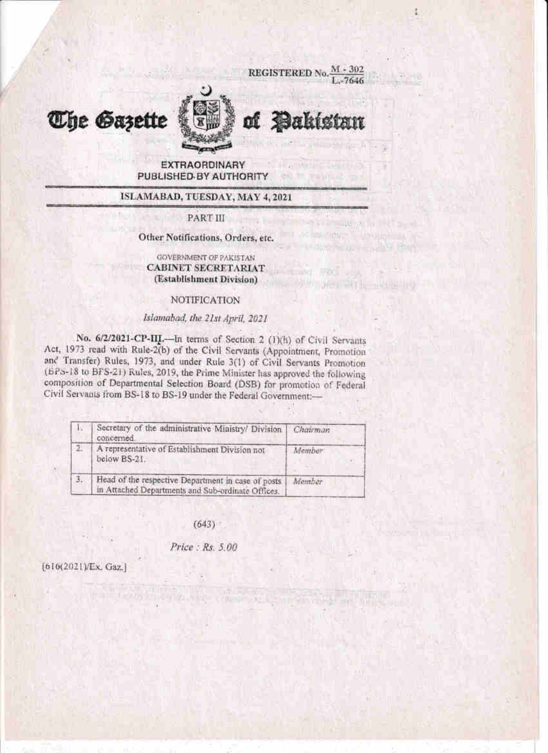REGISTERED No. M - 302 / L.-7646

# The Gazette of Pakistan

**EXTRAORDINARY**
**PUBLISHED BY AUTHORITY**

**ISLAMABAD, TUESDAY, MAY 4, 2021**

PART III

**Other Notifications, Orders, etc.**

GOVERNMENT OF PAKISTAN
**CABINET SECRETARIAT**
**(Establishment Division)**

NOTIFICATION

*Islamabad, the 21st April, 2021*

**No. 6/2/2021-CP-II.**—In terms of Section 2 (1)(h) of Civil Servants Act, 1973 read with Rule-2(b) of the Civil Servants (Appointment, Promotion and Transfer) Rules, 1973, and under Rule 3(1) of Civil Servants Promotion (BPS-18 to BPS-21) Rules, 2019, the Prime Minister has approved the following composition of Departmental Selection Board (DSB) for promotion of Federal Civil Servants from BS-18 to BS-19 under the Federal Government:—

| | | |
|---|---|---|
| 1. | Secretary of the administrative Ministry/ Division concerned. | *Chairman* |
| 2. | A representative of Establishment Division not below BS-21. | *Member* |
| 3. | Head of the respective Department in case of posts in Attached Departments and Sub-ordinate Offices. | *Member* |

(643)

*Price : Rs. 5.00*

[616(2021)/Ex. Gaz.]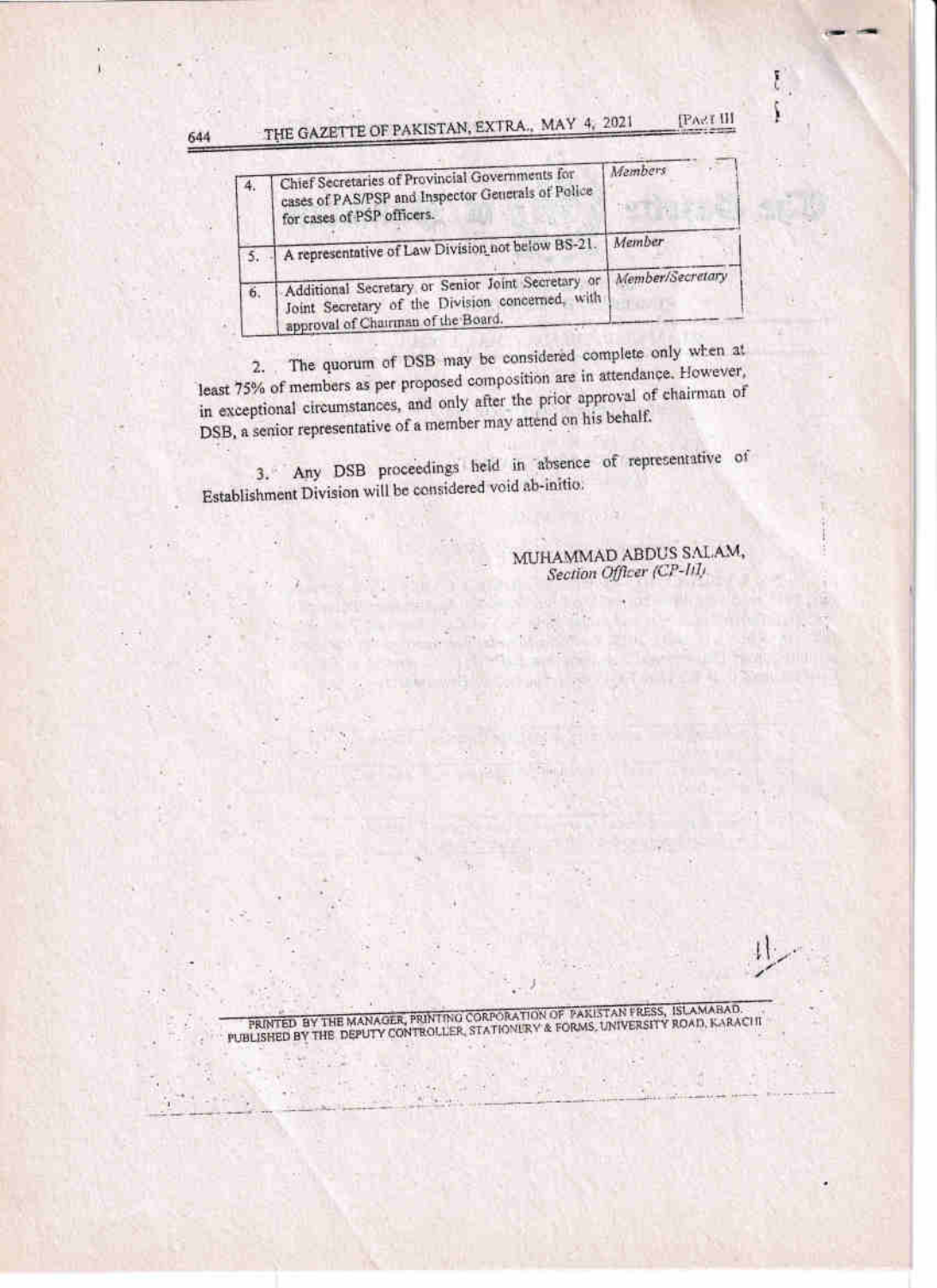| | | |
|---|---|---|
| 4. | Chief Secretaries of Provincial Governments for cases of PAS/PSP and Inspector Generals of Police for cases of PSP officers. | *Members* |
| 5. | A representative of Law Division not below BS-21. | *Member* |
| 6. | Additional Secretary or Senior Joint Secretary or Joint Secretary of the Division concerned, with approval of Chairman of the Board. | *Member/Secretary* |

2. The quorum of DSB may be considered complete only when at least 75% of members as per proposed composition are in attendance. However, in exceptional circumstances, and only after the prior approval of chairman of DSB, a senior representative of a member may attend on his behalf.

3. Any DSB proceedings held in absence of representative of Establishment Division will be considered void ab-initio.

MUHAMMAD ABDUS SALAM,
*Section Officer (CP-III).*

PRINTED BY THE MANAGER, PRINTING CORPORATION OF PAKISTAN PRESS, ISLAMABAD.
PUBLISHED BY THE DEPUTY CONTROLLER, STATIONERY & FORMS, UNIVERSITY ROAD, KARACHI